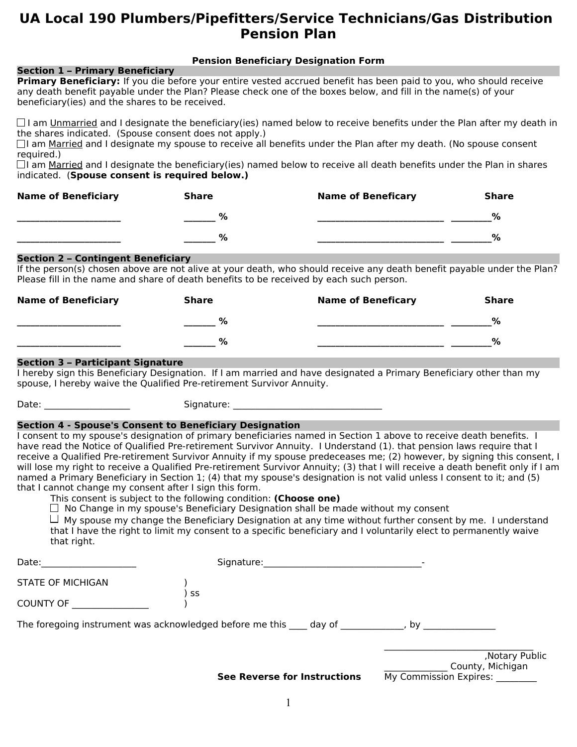# UA Local 190 Plumbers/Pipefitters/Service Technicians/Gas Distribution Pension Plan

**Pension Beneficiary Designation Form**

## Section 1 – Primary Beneficiary

**Primary Beneficiary:** If you die before your entire vested accrued benefit has been paid to you, who should receive any death benefit payable under the Plan? Please check one of the boxes below, and fill in the name(s) of your beneficiary(ies) and the shares to be received.

☐ I am Unmarried and I designate the beneficiary(ies) named below to receive benefits under the Plan after my death in the shares indicated. (Spouse consent does not apply.)

☐ I am Married and I designate my spouse to receive all benefits under the Plan after my death. (No spouse consent required.)

☐ I am Married and I designate the beneficiary(ies) named below to receive all death benefits under the Plan in shares indicated. (**Spouse consent is required below.)**

| Name of Beneficiary | Share | Name of Beneficary | Share |
|---|---|---|---|
| ____________________ | ______ % | _________________________ | ________% |
| ____________________ | ______ % | _________________________ | ________% |

## Section 2 – Contingent Beneficiary

If the person(s) chosen above are not alive at your death, who should receive any death benefit payable under the Plan? Please fill in the name and share of death benefits to be received by each such person.

| Name of Beneficiary | Share | Name of Beneficary | Share |
|---|---|---|---|
| ____________________ | ______ % | _________________________ | ________% |
| ____________________ | ______ % | _________________________ | ________% |

## Section 3 – Participant Signature

I hereby sign this Beneficiary Designation. If I am married and have designated a Primary Beneficiary other than my spouse, I hereby waive the Qualified Pre-retirement Survivor Annuity.

Date: __________________ Signature: ________________________________

## Section 4 - Spouse's Consent to Beneficiary Designation

I consent to my spouse's designation of primary beneficiaries named in Section 1 above to receive death benefits. I have read the Notice of Qualified Pre-retirement Survivor Annuity. I Understand (1). that pension laws require that I receive a Qualified Pre-retirement Survivor Annuity if my spouse predeceases me; (2) however, by signing this consent, I will lose my right to receive a Qualified Pre-retirement Survivor Annuity; (3) that I will receive a death benefit only if I am named a Primary Beneficiary in Section 1; (4) that my spouse's designation is not valid unless I consent to it; and (5) that I cannot change my consent after I sign this form.

This consent is subject to the following condition: **(Choose one)**

☐ No Change in my spouse's Beneficiary Designation shall be made without my consent

☐ My spouse my change the Beneficiary Designation at any time without further consent by me. I understand that I have the right to limit my consent to a specific beneficiary and I voluntarily elect to permanently waive that right.

Date:____________________ Signature:_________________________________-

STATE OF MICHIGAN )
) ss
COUNTY OF ________________ )

The foregoing instrument was acknowledged before me this ____ day of _____________, by _______________

_______________________________
,Notary Public
_____________ County, Michigan
My Commission Expires: _________

**See Reverse for Instructions**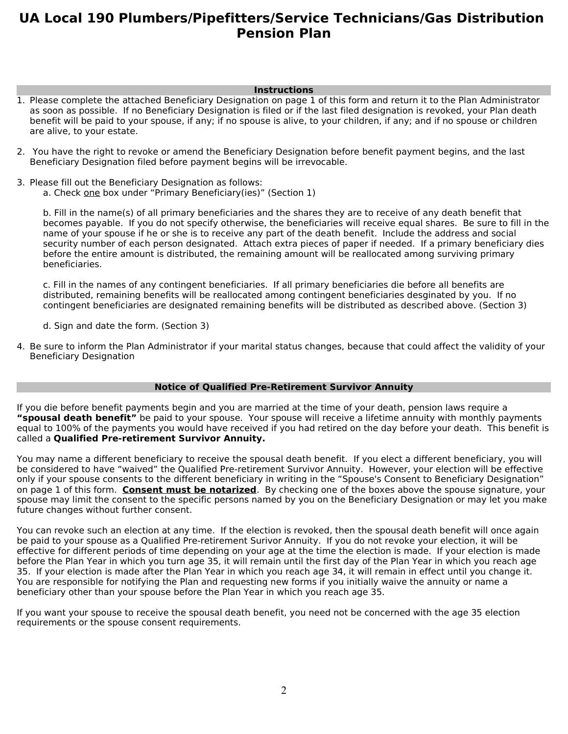# UA Local 190 Plumbers/Pipefitters/Service Technicians/Gas Distribution Pension Plan

## Instructions

1. Please complete the attached Beneficiary Designation on page 1 of this form and return it to the Plan Administrator as soon as possible. If no Beneficiary Designation is filed or if the last filed designation is revoked, your Plan death benefit will be paid to your spouse, if any; if no spouse is alive, to your children, if any; and if no spouse or children are alive, to your estate.

2. You have the right to revoke or amend the Beneficiary Designation before benefit payment begins, and the last Beneficiary Designation filed before payment begins will be irrevocable.

3. Please fill out the Beneficiary Designation as follows:

   a. Check one box under "Primary Beneficiary(ies)" (Section 1)

   b. Fill in the name(s) of all primary beneficiaries and the shares they are to receive of any death benefit that becomes payable. If you do not specify otherwise, the beneficiaries will receive equal shares. Be sure to fill in the name of your spouse if he or she is to receive any part of the death benefit. Include the address and social security number of each person designated. Attach extra pieces of paper if needed. If a primary beneficiary dies before the entire amount is distributed, the remaining amount will be reallocated among surviving primary beneficiaries.

   c. Fill in the names of any contingent beneficiaries. If all primary beneficiaries die before all benefits are distributed, remaining benefits will be reallocated among contingent beneficiaries desginated by you. If no contingent beneficiaries are designated remaining benefits will be distributed as described above. (Section 3)

   d. Sign and date the form. (Section 3)

4. Be sure to inform the Plan Administrator if your marital status changes, because that could affect the validity of your Beneficiary Designation

## Notice of Qualified Pre-Retirement Survivor Annuity

If you die before benefit payments begin and you are married at the time of your death, pension laws require a **"spousal death benefit"** be paid to your spouse. Your spouse will receive a lifetime annuity with monthly payments equal to 100% of the payments you would have received if you had retired on the day before your death. This benefit is called a **Qualified Pre-retirement Survivor Annuity.**

You may name a different beneficiary to receive the spousal death benefit. If you elect a different beneficiary, you will be considered to have "waived" the Qualified Pre-retirement Survivor Annuity. However, your election will be effective only if your spouse consents to the different beneficiary in writing in the "Spouse's Consent to Beneficiary Designation" on page 1 of this form. **Consent must be notarized**. By checking one of the boxes above the spouse signature, your spouse may limit the consent to the specific persons named by you on the Beneficiary Designation or may let you make future changes without further consent.

You can revoke such an election at any time. If the election is revoked, then the spousal death benefit will once again be paid to your spouse as a Qualified Pre-retirement Surivor Annuity. If you do not revoke your election, it will be effective for different periods of time depending on your age at the time the election is made. If your election is made before the Plan Year in which you turn age 35, it will remain until the first day of the Plan Year in which you reach age 35. If your election is made after the Plan Year in which you reach age 34, it will remain in effect until you change it. You are responsible for notifying the Plan and requesting new forms if you initially waive the annuity or name a beneficiary other than your spouse before the Plan Year in which you reach age 35.

If you want your spouse to receive the spousal death benefit, you need not be concerned with the age 35 election requirements or the spouse consent requirements.